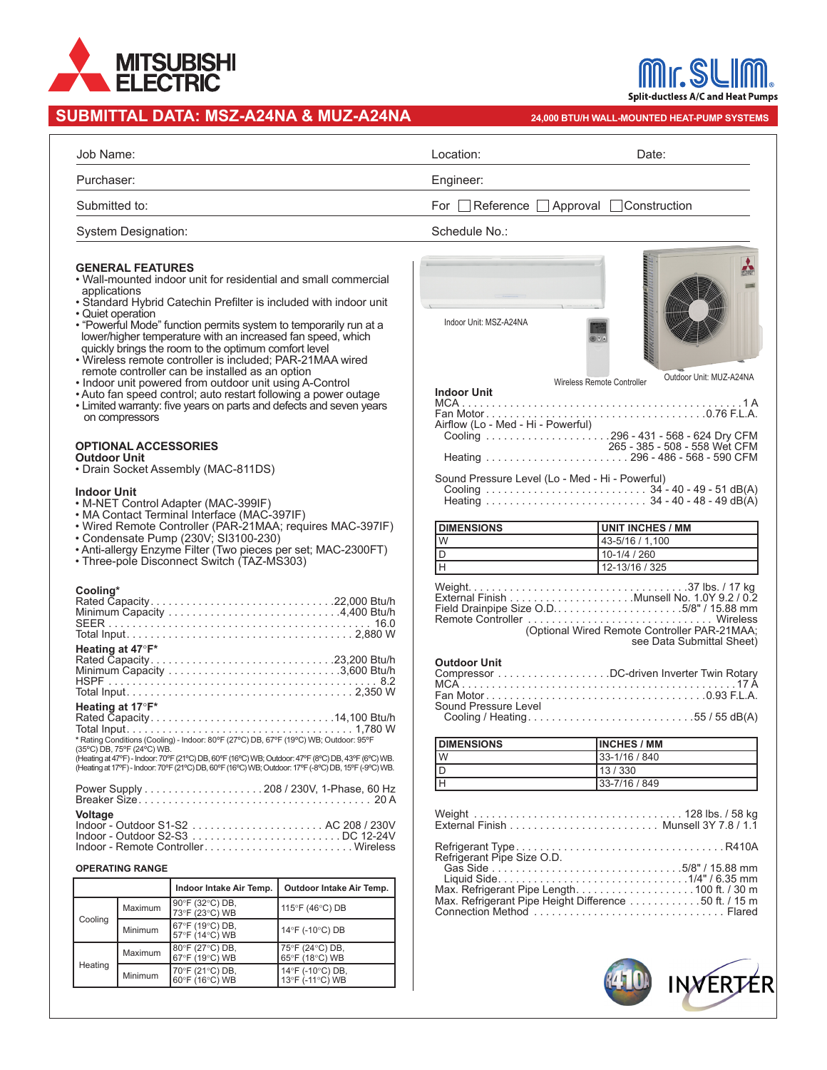# SUBMITTAL DATA: MSZ-A24NA & MUZ-A24NA

24,000 BTU/H WALL-MOUNTED HEAT-PUMP SYSTEMS

Mr.SLIM® Split-ductless A/C and Heat Pumps

| | | |
|---|---|---|
| Job Name: | Location: | Date: |
| Purchaser: | Engineer: | |
| Submitted to: | For ☐ Reference ☐ Approval ☐ Construction | |
| System Designation: | Schedule No.: | |

## GENERAL FEATURES

- Wall-mounted indoor unit for residential and small commercial applications
- Standard Hybrid Catechin Prefilter is included with indoor unit
- Quiet operation
- "Powerful Mode" function permits system to temporarily run at a lower/higher temperature with an increased fan speed, which quickly brings the room to the optimum comfort level
- Wireless remote controller is included; PAR-21MAA wired remote controller can be installed as an option
- Indoor unit powered from outdoor unit using A-Control
- Auto fan speed control; auto restart following a power outage
- Limited warranty: five years on parts and defects and seven years on compressors

## OPTIONAL ACCESSORIES

### Outdoor Unit

- Drain Socket Assembly (MAC-811DS)

### Indoor Unit

- M-NET Control Adapter (MAC-399IF)
- MA Contact Terminal Interface (MAC-397IF)
- Wired Remote Controller (PAR-21MAA; requires MAC-397IF)
- Condensate Pump (230V; SI3100-230)
- Anti-allergy Enzyme Filter (Two pieces per set; MAC-2300FT)
- Three-pole Disconnect Switch (TAZ-MS303)

### Cooling*

Rated Capacity . . . . . 22,000 Btu/h
Minimum Capacity . . . . . 4,400 Btu/h
SEER . . . . . 16.0
Total Input . . . . . 2,880 W

### Heating at 47°F*

Rated Capacity . . . . . 23,200 Btu/h
Minimum Capacity . . . . . 3,600 Btu/h
HSPF . . . . . 8.2
Total Input . . . . . 2,350 W

### Heating at 17°F*

Rated Capacity . . . . . 14,100 Btu/h
Total Input . . . . . 1,780 W

\* Rating Conditions (Cooling) - Indoor: 80°F (27°C) DB, 67°F (19°C) WB; Outdoor: 95°F (35°C) DB, 75°F (24°C) WB.
(Heating at 47°F) - Indoor: 70°F (21°C) DB, 60°F (16°C) WB; Outdoor: 47°F (8°C) DB, 43°F (6°C) WB.
(Heating at 17°F) - Indoor: 70°F (21°C) DB, 60°F (16°C) WB; Outdoor: 17°F (-8°C) DB, 15°F (-9°C) WB.

Power Supply . . . . . 208 / 230V, 1-Phase, 60 Hz
Breaker Size . . . . . 20 A

### Voltage

Indoor - Outdoor S1-S2 . . . . . AC 208 / 230V
Indoor - Outdoor S2-S3 . . . . . DC 12-24V
Indoor - Remote Controller . . . . . Wireless

### OPERATING RANGE

| | | Indoor Intake Air Temp. | Outdoor Intake Air Temp. |
|---|---|---|---|
| Cooling | Maximum | 90°F (32°C) DB, 73°F (23°C) WB | 115°F (46°C) DB |
| | Minimum | 67°F (19°C) DB, 57°F (14°C) WB | 14°F (-10°C) DB |
| Heating | Maximum | 80°F (27°C) DB, 67°F (19°C) WB | 75°F (24°C) DB, 65°F (18°C) WB |
| | Minimum | 70°F (21°C) DB, 60°F (16°C) WB | 14°F (-10°C) DB, 13°F (-11°C) WB |

Indoor Unit: MSZ-A24NA

Wireless Remote Controller

Outdoor Unit: MUZ-A24NA

### Indoor Unit

MCA . . . . . 1 A
Fan Motor . . . . . 0.76 F.L.A.
Airflow (Lo - Med - Hi - Powerful)
Cooling . . . . . 296 - 431 - 568 - 624 Dry CFM
265 - 385 - 508 - 558 Wet CFM
Heating . . . . . 296 - 486 - 568 - 590 CFM

Sound Pressure Level (Lo - Med - Hi - Powerful)
Cooling . . . . . 34 - 40 - 49 - 51 dB(A)
Heating . . . . . 34 - 40 - 48 - 49 dB(A)

| DIMENSIONS | UNIT INCHES / MM |
|---|---|
| W | 43-5/16 / 1,100 |
| D | 10-1/4 / 260 |
| H | 12-13/16 / 325 |

Weight . . . . . 37 lbs. / 17 kg
External Finish . . . . . Munsell No. 1.0Y 9.2 / 0.2
Field Drainpipe Size O.D. . . . . . 5/8" / 15.88 mm
Remote Controller . . . . . Wireless
(Optional Wired Remote Controller PAR-21MAA; see Data Submittal Sheet)

### Outdoor Unit

Compressor . . . . . DC-driven Inverter Twin Rotary
MCA . . . . . 17 A
Fan Motor . . . . . 0.93 F.L.A.
Sound Pressure Level
Cooling / Heating . . . . . 55 / 55 dB(A)

| DIMENSIONS | INCHES / MM |
|---|---|
| W | 33-1/16 / 840 |
| D | 13 / 330 |
| H | 33-7/16 / 849 |

Weight . . . . . 128 lbs. / 58 kg
External Finish . . . . . Munsell 3Y 7.8 / 1.1

Refrigerant Type . . . . . R410A
Refrigerant Pipe Size O.D.
Gas Side . . . . . 5/8" / 15.88 mm
Liquid Side . . . . . 1/4" / 6.35 mm
Max. Refrigerant Pipe Length . . . . . 100 ft. / 30 m
Max. Refrigerant Pipe Height Difference . . . . . 50 ft. / 15 m
Connection Method . . . . . Flared

R410A INVERTER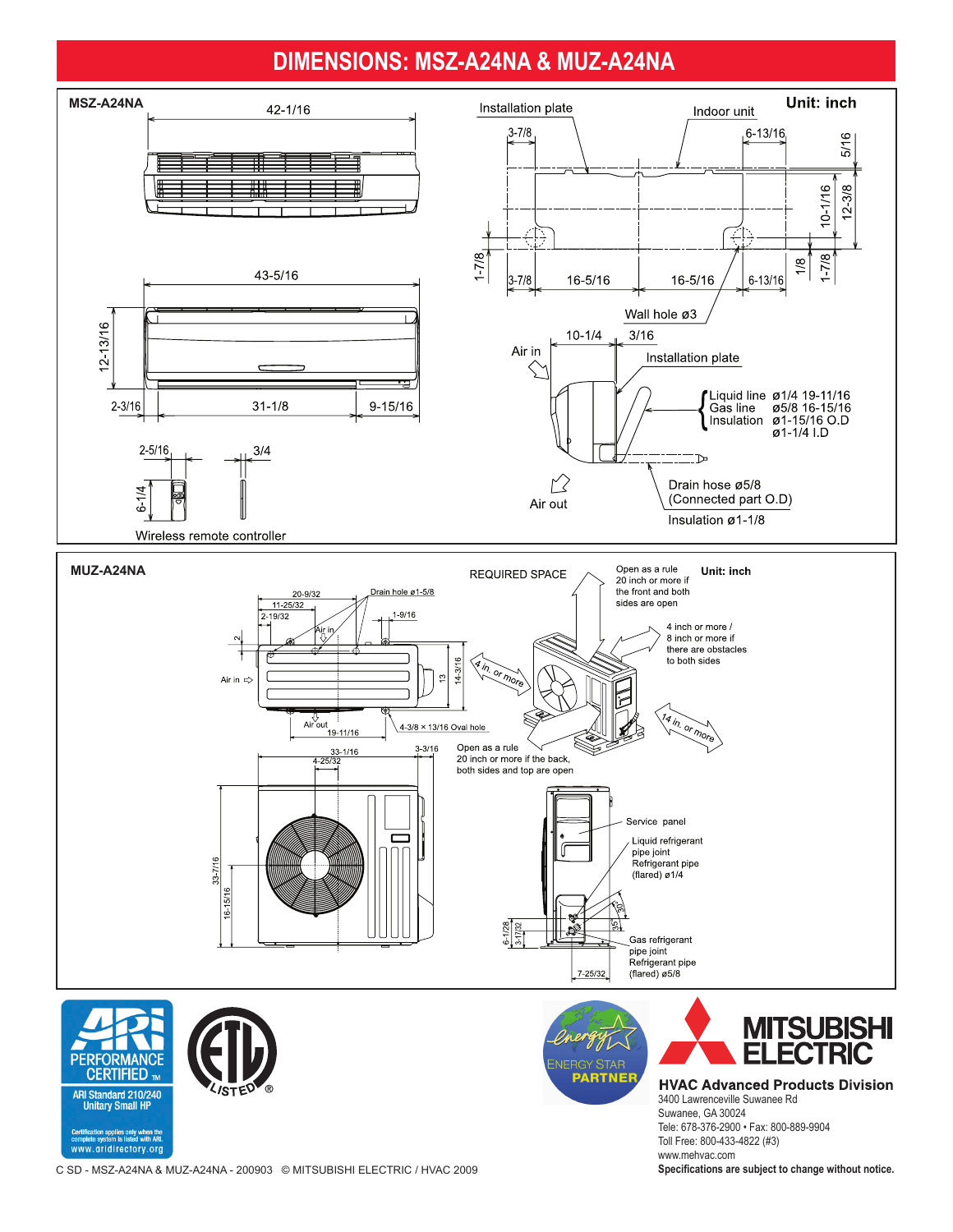# DIMENSIONS: MSZ-A24NA & MUZ-A24NA

## MSZ-A24NA

Unit: inch

42-1/16

43-5/16

12-13/16

2-3/16

31-1/8

9-15/16

2-5/16

3/4

6-1/4

Wireless remote controller

Installation plate

Indoor unit

3-7/8

6-13/16

5/16

10-1/16

12-3/8

1-7/8

3-7/8

16-5/16

16-5/16

6-13/16

1/8

1-7/8

Wall hole ø3

10-1/4

3/16

Air in

Installation plate

Liquid line ø1/4 19-11/16
Gas line ø5/8 16-15/16
Insulation ø1-15/16 O.D
ø1-1/4 I.D

Drain hose ø5/8
(Connected part O.D)
Insulation ø1-1/8

Air out

## MUZ-A24NA

REQUIRED SPACE

Unit: inch

Open as a rule
20 inch or more if the front and both sides are open

4 inch or more /
8 inch or more if there are obstacles to both sides

4 in. or more

14 in. or more

Open as a rule
20 inch or more if the back, both sides and top are open

20-9/32

Drain hole ø1-5/8

11-25/32

2-19/32

1-9/16

Air in

2

14-3/16

13

Air in

Air out

19-11/16

4-3/8 × 13/16 Oval hole

33-1/16

3-3/16

4-25/32

33-7/16

16-15/16

Service panel

Liquid refrigerant pipe joint
Refrigerant pipe (flared) ø1/4

30°

35°

6-1/28

3-1/32

7-25/32

Gas refrigerant pipe joint
Refrigerant pipe (flared) ø5/8

ARI PERFORMANCE CERTIFIED™
ARI Standard 210/240
Unitary Small HP
Certification applies only when the complete system is listed with ARI.
www.aridirectory.org

ETL LISTED®

Energy ENERGY STAR PARTNER

MITSUBISHI ELECTRIC

**HVAC Advanced Products Division**
3400 Lawrenceville Suwanee Rd
Suwanee, GA 30024
Tele: 678-376-2900 • Fax: 800-889-9904
Toll Free: 800-433-4822 (#3)
www.mehvac.com
**Specifications are subject to change without notice.**

C SD - MSZ-A24NA & MUZ-A24NA - 200903 © MITSUBISHI ELECTRIC / HVAC 2009